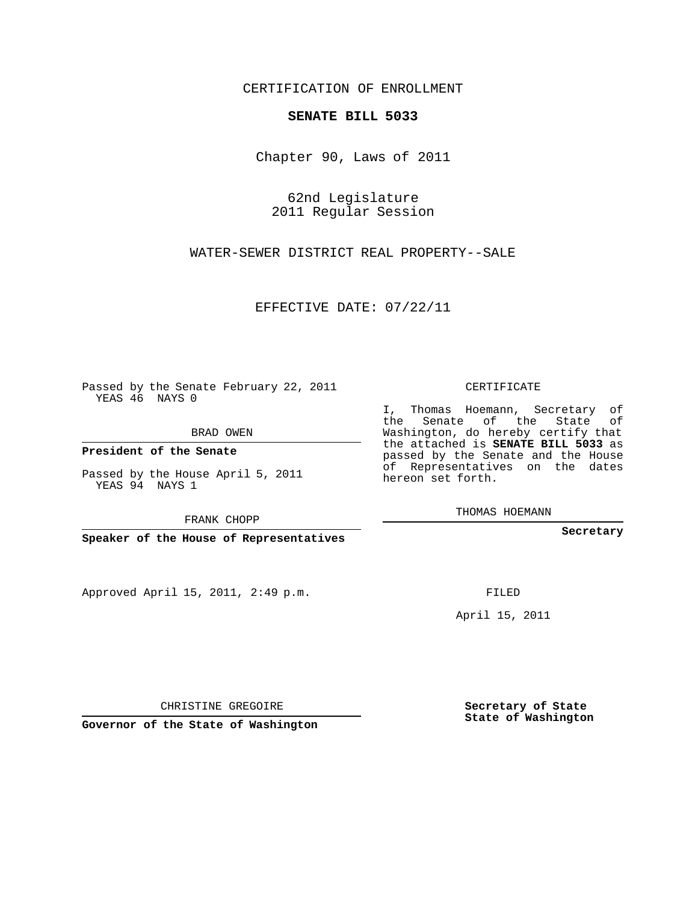CERTIFICATION OF ENROLLMENT

**SENATE BILL 5033**

Chapter 90, Laws of 2011

62nd Legislature
2011 Regular Session

WATER-SEWER DISTRICT REAL PROPERTY--SALE

EFFECTIVE DATE: 07/22/11

Passed by the Senate February 22, 2011
YEAS 46 NAYS 0

BRAD OWEN

**President of the Senate**

Passed by the House April 5, 2011
YEAS 94 NAYS 1

FRANK CHOPP

**Speaker of the House of Representatives**

Approved April 15, 2011, 2:49 p.m.

CHRISTINE GREGOIRE

**Governor of the State of Washington**

CERTIFICATE

I, Thomas Hoemann, Secretary of the Senate of the State of Washington, do hereby certify that the attached is **SENATE BILL 5033** as passed by the Senate and the House of Representatives on the dates hereon set forth.

THOMAS HOEMANN

**Secretary**

FILED

April 15, 2011

**Secretary of State**
**State of Washington**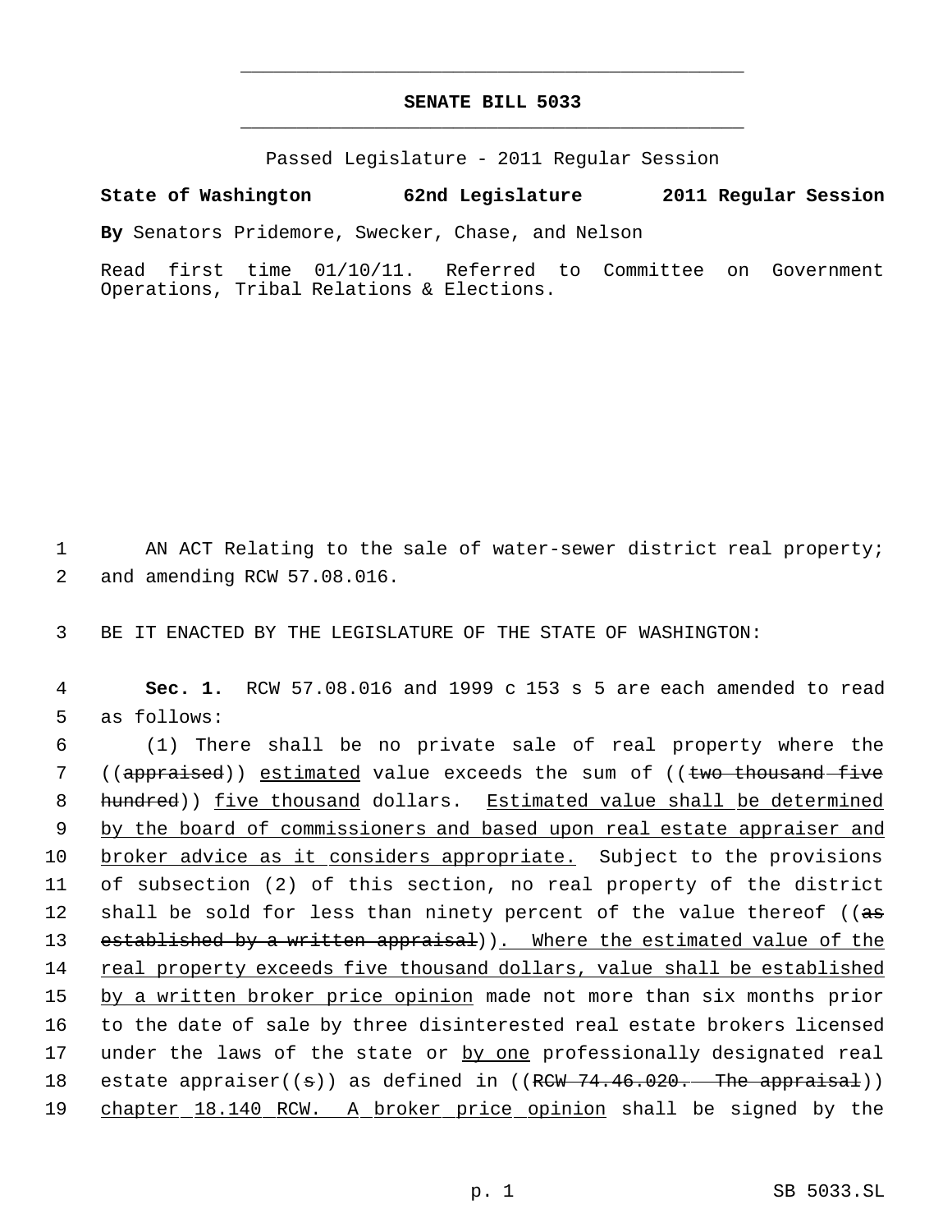# SENATE BILL 5033

Passed Legislature - 2011 Regular Session

**State of Washington 62nd Legislature 2011 Regular Session**

**By** Senators Pridemore, Swecker, Chase, and Nelson

Read first time 01/10/11. Referred to Committee on Government Operations, Tribal Relations & Elections.

1 AN ACT Relating to the sale of water-sewer district real property;
2 and amending RCW 57.08.016.

3 BE IT ENACTED BY THE LEGISLATURE OF THE STATE OF WASHINGTON:

4 **Sec. 1.** RCW 57.08.016 and 1999 c 153 s 5 are each amended to read
5 as follows:

6 (1) There shall be no private sale of real property where the
7 ((~~appraised~~)) estimated value exceeds the sum of ((~~two thousand five~~
8 ~~hundred~~)) five thousand dollars. Estimated value shall be determined
9 by the board of commissioners and based upon real estate appraiser and
10 broker advice as it considers appropriate. Subject to the provisions
11 of subsection (2) of this section, no real property of the district
12 shall be sold for less than ninety percent of the value thereof ((~~as~~
13 ~~established by a written appraisal~~)). Where the estimated value of the
14 real property exceeds five thousand dollars, value shall be established
15 by a written broker price opinion made not more than six months prior
16 to the date of sale by three disinterested real estate brokers licensed
17 under the laws of the state or by one professionally designated real
18 estate appraiser((~~s~~)) as defined in ((~~RCW 74.46.020. The appraisal~~))
19 chapter 18.140 RCW. A broker price opinion shall be signed by the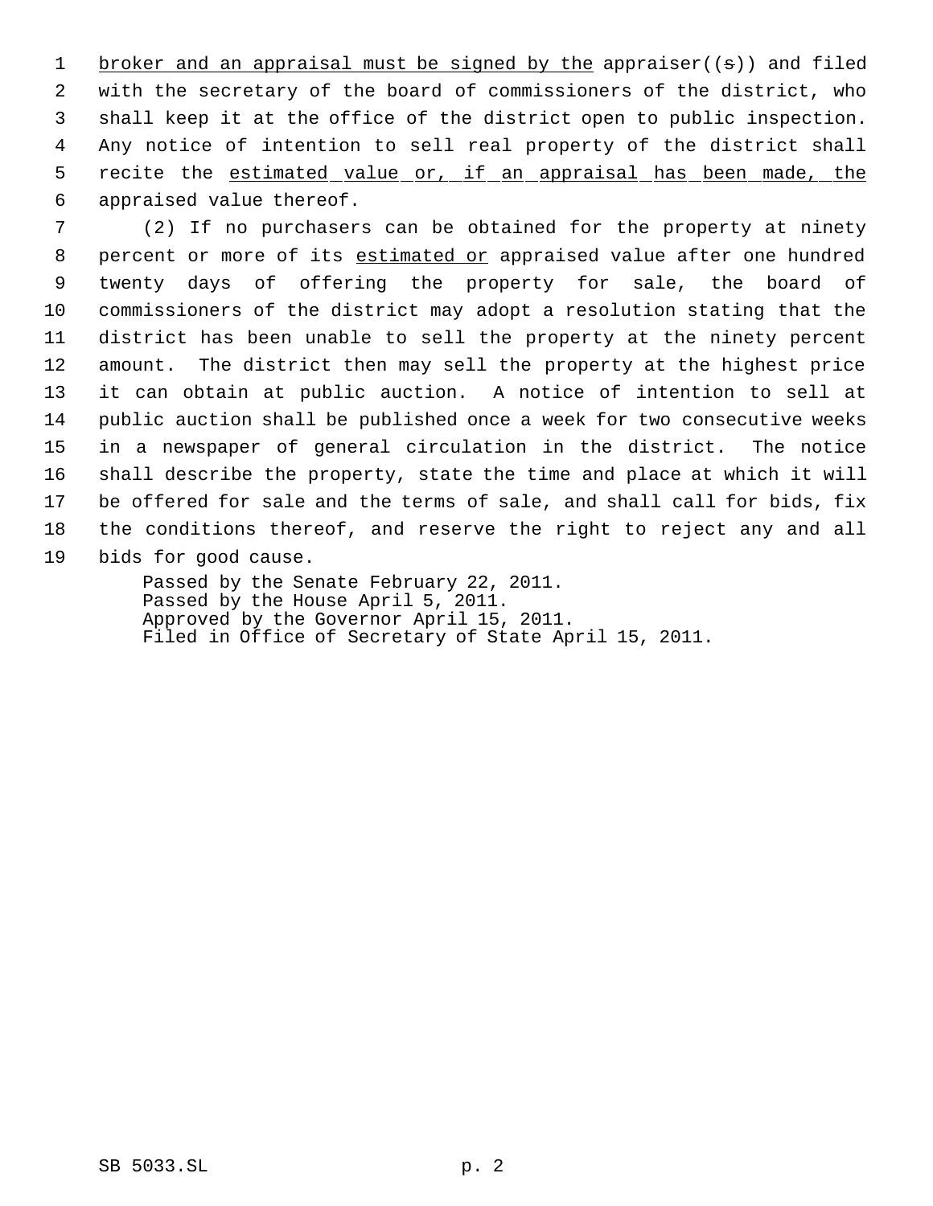broker and an appraisal must be signed by the appraiser((s)) and filed with the secretary of the board of commissioners of the district, who shall keep it at the office of the district open to public inspection. Any notice of intention to sell real property of the district shall recite the estimated value or, if an appraisal has been made, the appraised value thereof.

(2) If no purchasers can be obtained for the property at ninety percent or more of its estimated or appraised value after one hundred twenty days of offering the property for sale, the board of commissioners of the district may adopt a resolution stating that the district has been unable to sell the property at the ninety percent amount. The district then may sell the property at the highest price it can obtain at public auction. A notice of intention to sell at public auction shall be published once a week for two consecutive weeks in a newspaper of general circulation in the district. The notice shall describe the property, state the time and place at which it will be offered for sale and the terms of sale, and shall call for bids, fix the conditions thereof, and reserve the right to reject any and all bids for good cause.

Passed by the Senate February 22, 2011.
Passed by the House April 5, 2011.
Approved by the Governor April 15, 2011.
Filed in Office of Secretary of State April 15, 2011.